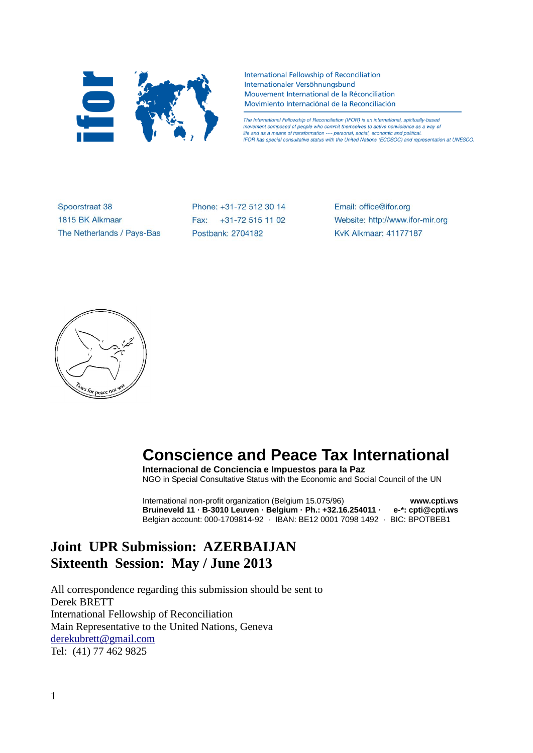International Fellowship of Reconciliation
Internationaler Versöhnungsbund
Mouvement International de la Réconciliation
Movimiento Internaciónal de la Reconciliación

*The International Fellowship of Reconciliation (IFOR) is an international, spiritually-based movement composed of people who commit themselves to active nonviolence as a way of life and as a means of transformation ---- personal, social, economic and political. IFOR has special consultative status with the United Nations (ECOSOC) and representation at UNESCO.*

Spoorstraat 38
1815 BK Alkmaar
The Netherlands / Pays-Bas

Phone: +31-72 512 30 14
Fax: +31-72 515 11 02
Postbank: 2704182

Email: office@ifor.org
Website: http://www.ifor-mir.org
KvK Alkmaar: 41177187

Taxes for peace not war

# Conscience and Peace Tax International

**Internacional de Conciencia e Impuestos para la Paz**
NGO in Special Consultative Status with the Economic and Social Council of the UN

International non-profit organization (Belgium 15.075/96) **www.cpti.ws**
**Bruineveld 11 · B-3010 Leuven · Belgium · Ph.: +32.16.254011 · e-\*: cpti@cpti.ws**
Belgian account: 000-1709814-92 · IBAN: BE12 0001 7098 1492 · BIC: BPOTBEB1

## Joint UPR Submission: AZERBAIJAN
## Sixteenth Session: May / June 2013

All correspondence regarding this submission should be sent to
Derek BRETT
International Fellowship of Reconciliation
Main Representative to the United Nations, Geneva
derekubrett@gmail.com
Tel: (41) 77 462 9825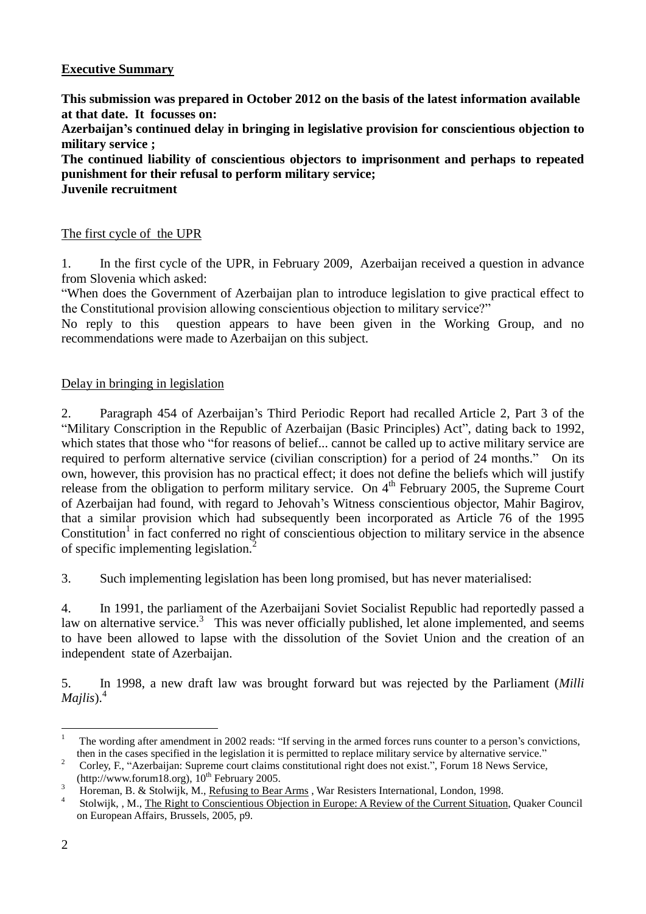## Executive Summary

**This submission was prepared in October 2012 on the basis of the latest information available at that date. It focusses on:**

**Azerbaijan's continued delay in bringing in legislative provision for conscientious objection to military service ;**

**The continued liability of conscientious objectors to imprisonment and perhaps to repeated punishment for their refusal to perform military service;**

**Juvenile recruitment**

### The first cycle of the UPR

1. In the first cycle of the UPR, in February 2009, Azerbaijan received a question in advance from Slovenia which asked:

"When does the Government of Azerbaijan plan to introduce legislation to give practical effect to the Constitutional provision allowing conscientious objection to military service?"

No reply to this question appears to have been given in the Working Group, and no recommendations were made to Azerbaijan on this subject.

### Delay in bringing in legislation

2. Paragraph 454 of Azerbaijan's Third Periodic Report had recalled Article 2, Part 3 of the "Military Conscription in the Republic of Azerbaijan (Basic Principles) Act", dating back to 1992, which states that those who "for reasons of belief... cannot be called up to active military service are required to perform alternative service (civilian conscription) for a period of 24 months." On its own, however, this provision has no practical effect; it does not define the beliefs which will justify release from the obligation to perform military service. On 4th February 2005, the Supreme Court of Azerbaijan had found, with regard to Jehovah's Witness conscientious objector, Mahir Bagirov, that a similar provision which had subsequently been incorporated as Article 76 of the 1995 Constitution[1] in fact conferred no right of conscientious objection to military service in the absence of specific implementing legislation.[2]

3. Such implementing legislation has been long promised, but has never materialised:

4. In 1991, the parliament of the Azerbaijani Soviet Socialist Republic had reportedly passed a law on alternative service.[3] This was never officially published, let alone implemented, and seems to have been allowed to lapse with the dissolution of the Soviet Union and the creation of an independent state of Azerbaijan.

5. In 1998, a new draft law was brought forward but was rejected by the Parliament (*Milli Majlis*).[4]

---

[1] The wording after amendment in 2002 reads: "If serving in the armed forces runs counter to a person's convictions, then in the cases specified in the legislation it is permitted to replace military service by alternative service."

[2] Corley, F., "Azerbaijan: Supreme court claims constitutional right does not exist.", Forum 18 News Service, (http://www.forum18.org), 10th February 2005.

[3] Horeman, B. & Stolwijk, M., Refusing to Bear Arms , War Resisters International, London, 1998.

[4] Stolwijk, , M., The Right to Conscientious Objection in Europe: A Review of the Current Situation, Quaker Council on European Affairs, Brussels, 2005, p9.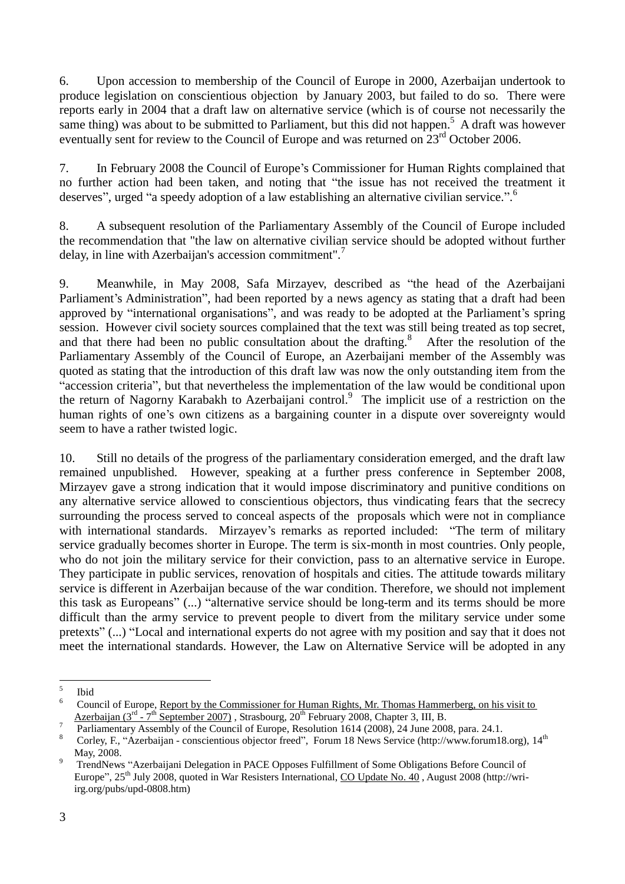6. Upon accession to membership of the Council of Europe in 2000, Azerbaijan undertook to produce legislation on conscientious objection by January 2003, but failed to do so. There were reports early in 2004 that a draft law on alternative service (which is of course not necessarily the same thing) was about to be submitted to Parliament, but this did not happen.[5] A draft was however eventually sent for review to the Council of Europe and was returned on 23rd October 2006.

7. In February 2008 the Council of Europe's Commissioner for Human Rights complained that no further action had been taken, and noting that "the issue has not received the treatment it deserves", urged "a speedy adoption of a law establishing an alternative civilian service.".[6]

8. A subsequent resolution of the Parliamentary Assembly of the Council of Europe included the recommendation that "the law on alternative civilian service should be adopted without further delay, in line with Azerbaijan's accession commitment".[7]

9. Meanwhile, in May 2008, Safa Mirzayev, described as "the head of the Azerbaijani Parliament's Administration", had been reported by a news agency as stating that a draft had been approved by "international organisations", and was ready to be adopted at the Parliament's spring session. However civil society sources complained that the text was still being treated as top secret, and that there had been no public consultation about the drafting.[8] After the resolution of the Parliamentary Assembly of the Council of Europe, an Azerbaijani member of the Assembly was quoted as stating that the introduction of this draft law was now the only outstanding item from the "accession criteria", but that nevertheless the implementation of the law would be conditional upon the return of Nagorny Karabakh to Azerbaijani control.[9] The implicit use of a restriction on the human rights of one's own citizens as a bargaining counter in a dispute over sovereignty would seem to have a rather twisted logic.

10. Still no details of the progress of the parliamentary consideration emerged, and the draft law remained unpublished. However, speaking at a further press conference in September 2008, Mirzayev gave a strong indication that it would impose discriminatory and punitive conditions on any alternative service allowed to conscientious objectors, thus vindicating fears that the secrecy surrounding the process served to conceal aspects of the proposals which were not in compliance with international standards. Mirzayev's remarks as reported included: "The term of military service gradually becomes shorter in Europe. The term is six-month in most countries. Only people, who do not join the military service for their conviction, pass to an alternative service in Europe. They participate in public services, renovation of hospitals and cities. The attitude towards military service is different in Azerbaijan because of the war condition. Therefore, we should not implement this task as Europeans" (...) "alternative service should be long-term and its terms should be more difficult than the army service to prevent people to divert from the military service under some pretexts" (...) "Local and international experts do not agree with my position and say that it does not meet the international standards. However, the Law on Alternative Service will be adopted in any

---

[5] Ibid

[6] Council of Europe, Report by the Commissioner for Human Rights, Mr. Thomas Hammerberg, on his visit to Azerbaijan (3rd - 7th September 2007) , Strasbourg, 20th February 2008, Chapter 3, III, B.

[7] Parliamentary Assembly of the Council of Europe, Resolution 1614 (2008), 24 June 2008, para. 24.1.

[8] Corley, F., "Azerbaijan - conscientious objector freed", Forum 18 News Service (http://www.forum18.org), 14th May, 2008.

[9] TrendNews "Azerbaijani Delegation in PACE Opposes Fulfillment of Some Obligations Before Council of Europe", 25th July 2008, quoted in War Resisters International, CO Update No. 40 , August 2008 (http://wri-irg.org/pubs/upd-0808.htm)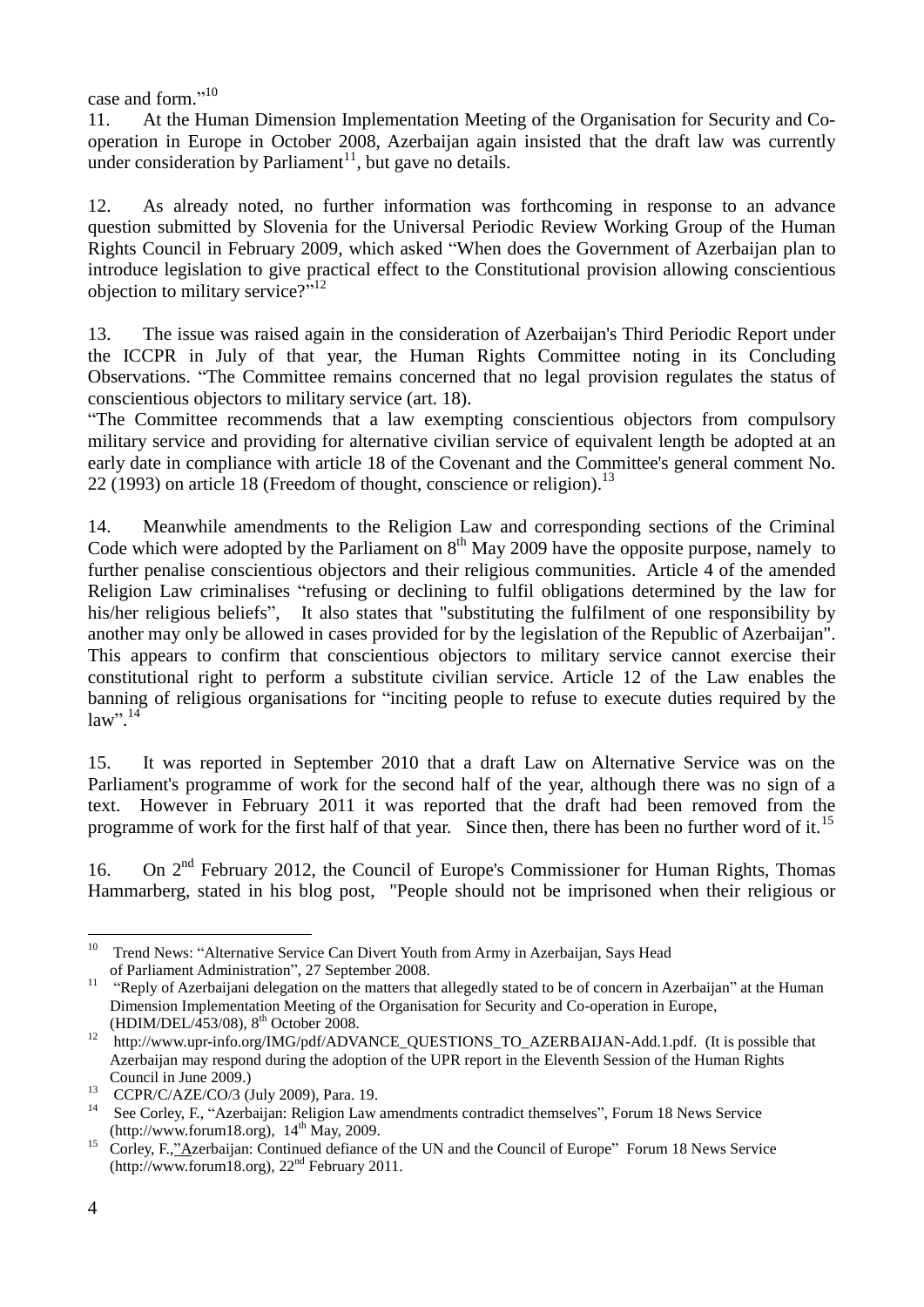case and form."[10]

11. At the Human Dimension Implementation Meeting of the Organisation for Security and Co-operation in Europe in October 2008, Azerbaijan again insisted that the draft law was currently under consideration by Parliament[11], but gave no details.

12. As already noted, no further information was forthcoming in response to an advance question submitted by Slovenia for the Universal Periodic Review Working Group of the Human Rights Council in February 2009, which asked "When does the Government of Azerbaijan plan to introduce legislation to give practical effect to the Constitutional provision allowing conscientious objection to military service?"[12]

13. The issue was raised again in the consideration of Azerbaijan's Third Periodic Report under the ICCPR in July of that year, the Human Rights Committee noting in its Concluding Observations. "The Committee remains concerned that no legal provision regulates the status of conscientious objectors to military service (art. 18).

"The Committee recommends that a law exempting conscientious objectors from compulsory military service and providing for alternative civilian service of equivalent length be adopted at an early date in compliance with article 18 of the Covenant and the Committee's general comment No. 22 (1993) on article 18 (Freedom of thought, conscience or religion).[13]

14. Meanwhile amendments to the Religion Law and corresponding sections of the Criminal Code which were adopted by the Parliament on 8th May 2009 have the opposite purpose, namely to further penalise conscientious objectors and their religious communities. Article 4 of the amended Religion Law criminalises "refusing or declining to fulfil obligations determined by the law for his/her religious beliefs", It also states that "substituting the fulfilment of one responsibility by another may only be allowed in cases provided for by the legislation of the Republic of Azerbaijan". This appears to confirm that conscientious objectors to military service cannot exercise their constitutional right to perform a substitute civilian service. Article 12 of the Law enables the banning of religious organisations for "inciting people to refuse to execute duties required by the law".[14]

15. It was reported in September 2010 that a draft Law on Alternative Service was on the Parliament's programme of work for the second half of the year, although there was no sign of a text. However in February 2011 it was reported that the draft had been removed from the programme of work for the first half of that year. Since then, there has been no further word of it.[15]

16. On 2nd February 2012, the Council of Europe's Commissioner for Human Rights, Thomas Hammarberg, stated in his blog post, "People should not be imprisoned when their religious or

---

[10] Trend News: "Alternative Service Can Divert Youth from Army in Azerbaijan, Says Head of Parliament Administration", 27 September 2008.

[11] "Reply of Azerbaijani delegation on the matters that allegedly stated to be of concern in Azerbaijan" at the Human Dimension Implementation Meeting of the Organisation for Security and Co-operation in Europe, (HDIM/DEL/453/08), 8th October 2008.

[12] http://www.upr-info.org/IMG/pdf/ADVANCE_QUESTIONS_TO_AZERBAIJAN-Add.1.pdf. (It is possible that Azerbaijan may respond during the adoption of the UPR report in the Eleventh Session of the Human Rights Council in June 2009.)

[13] CCPR/C/AZE/CO/3 (July 2009), Para. 19.

[14] See Corley, F., "Azerbaijan: Religion Law amendments contradict themselves", Forum 18 News Service (http://www.forum18.org), 14th May, 2009.

[15] Corley, F.,"Azerbaijan: Continued defiance of the UN and the Council of Europe" Forum 18 News Service (http://www.forum18.org), 22nd February 2011.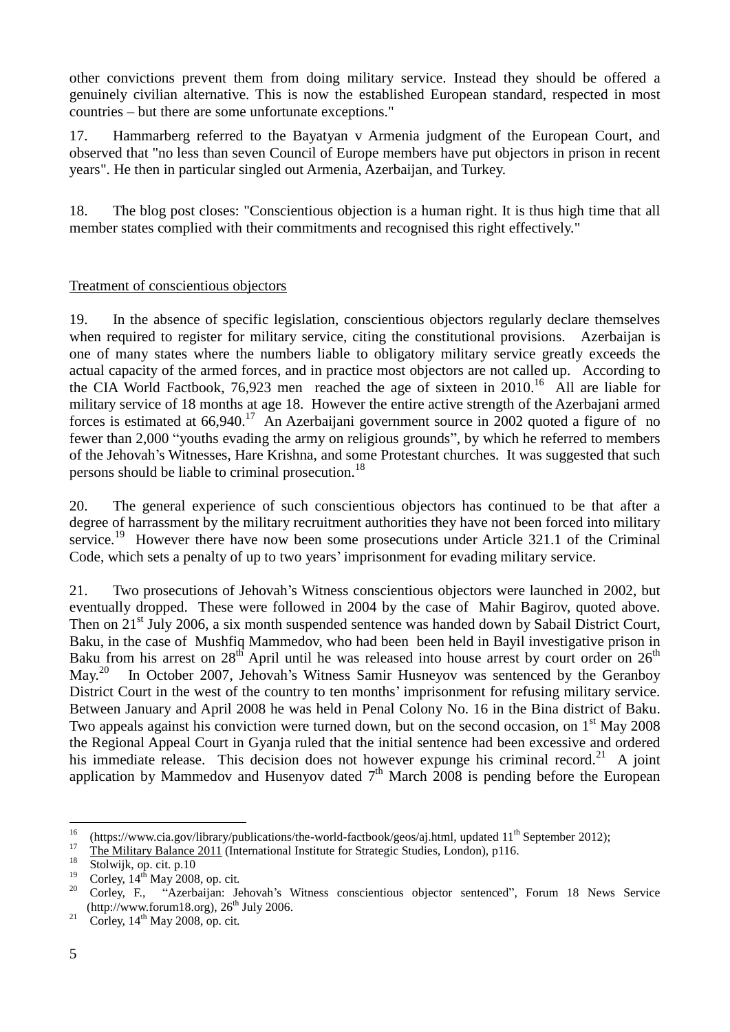other convictions prevent them from doing military service. Instead they should be offered a genuinely civilian alternative. This is now the established European standard, respected in most countries – but there are some unfortunate exceptions."

17. Hammarberg referred to the Bayatyan v Armenia judgment of the European Court, and observed that "no less than seven Council of Europe members have put objectors in prison in recent years". He then in particular singled out Armenia, Azerbaijan, and Turkey.

18. The blog post closes: "Conscientious objection is a human right. It is thus high time that all member states complied with their commitments and recognised this right effectively."

## Treatment of conscientious objectors

19. In the absence of specific legislation, conscientious objectors regularly declare themselves when required to register for military service, citing the constitutional provisions. Azerbaijan is one of many states where the numbers liable to obligatory military service greatly exceeds the actual capacity of the armed forces, and in practice most objectors are not called up. According to the CIA World Factbook, 76,923 men reached the age of sixteen in 2010.[16] All are liable for military service of 18 months at age 18. However the entire active strength of the Azerbajani armed forces is estimated at 66,940.[17] An Azerbaijani government source in 2002 quoted a figure of no fewer than 2,000 "youths evading the army on religious grounds", by which he referred to members of the Jehovah's Witnesses, Hare Krishna, and some Protestant churches. It was suggested that such persons should be liable to criminal prosecution.[18]

20. The general experience of such conscientious objectors has continued to be that after a degree of harrassment by the military recruitment authorities they have not been forced into military service.[19] However there have now been some prosecutions under Article 321.1 of the Criminal Code, which sets a penalty of up to two years' imprisonment for evading military service.

21. Two prosecutions of Jehovah's Witness conscientious objectors were launched in 2002, but eventually dropped. These were followed in 2004 by the case of Mahir Bagirov, quoted above. Then on 21st July 2006, a six month suspended sentence was handed down by Sabail District Court, Baku, in the case of Mushfiq Mammedov, who had been been held in Bayil investigative prison in Baku from his arrest on 28th April until he was released into house arrest by court order on 26th May.[20] In October 2007, Jehovah's Witness Samir Husneyov was sentenced by the Geranboy District Court in the west of the country to ten months' imprisonment for refusing military service. Between January and April 2008 he was held in Penal Colony No. 16 in the Bina district of Baku. Two appeals against his conviction were turned down, but on the second occasion, on 1st May 2008 the Regional Appeal Court in Gyanja ruled that the initial sentence had been excessive and ordered his immediate release. This decision does not however expunge his criminal record.[21] A joint application by Mammedov and Husenyov dated 7th March 2008 is pending before the European

---

[16] (https://www.cia.gov/library/publications/the-world-factbook/geos/aj.html, updated 11th September 2012);

[17] The Military Balance 2011 (International Institute for Strategic Studies, London), p116.

[18] Stolwijk, op. cit. p.10

[19] Corley, 14th May 2008, op. cit.

[20] Corley, F., "Azerbaijan: Jehovah's Witness conscientious objector sentenced", Forum 18 News Service (http://www.forum18.org), 26th July 2006.

[21] Corley, 14th May 2008, op. cit.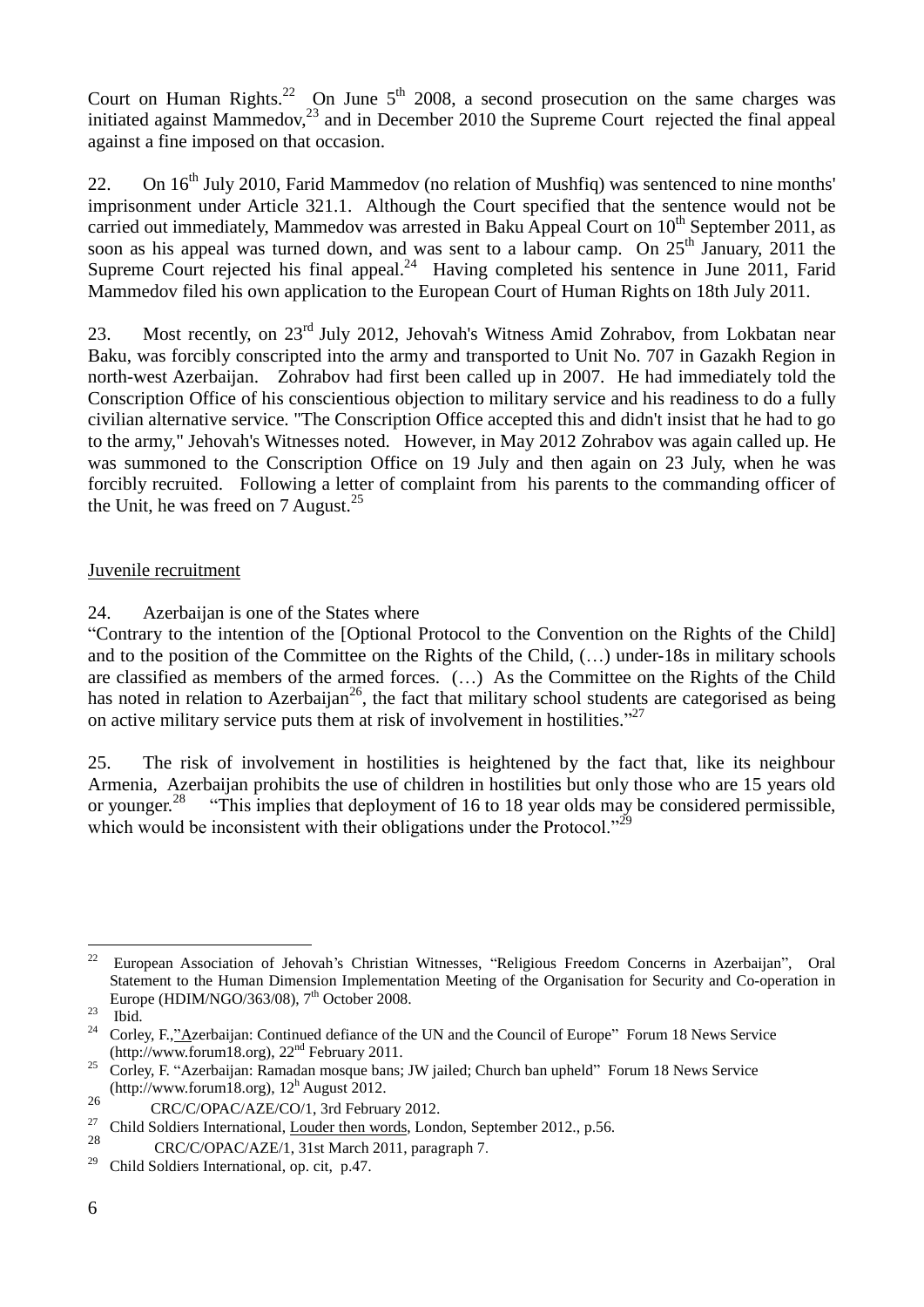Court on Human Rights.[22] On June 5[th] 2008, a second prosecution on the same charges was initiated against Mammedov,[23] and in December 2010 the Supreme Court rejected the final appeal against a fine imposed on that occasion.

22. On 16[th] July 2010, Farid Mammedov (no relation of Mushfiq) was sentenced to nine months' imprisonment under Article 321.1. Although the Court specified that the sentence would not be carried out immediately, Mammedov was arrested in Baku Appeal Court on 10[th] September 2011, as soon as his appeal was turned down, and was sent to a labour camp. On 25[th] January, 2011 the Supreme Court rejected his final appeal.[24] Having completed his sentence in June 2011, Farid Mammedov filed his own application to the European Court of Human Rights on 18th July 2011.

23. Most recently, on 23[rd] July 2012, Jehovah's Witness Amid Zohrabov, from Lokbatan near Baku, was forcibly conscripted into the army and transported to Unit No. 707 in Gazakh Region in north-west Azerbaijan. Zohrabov had first been called up in 2007. He had immediately told the Conscription Office of his conscientious objection to military service and his readiness to do a fully civilian alternative service. "The Conscription Office accepted this and didn't insist that he had to go to the army," Jehovah's Witnesses noted. However, in May 2012 Zohrabov was again called up. He was summoned to the Conscription Office on 19 July and then again on 23 July, when he was forcibly recruited. Following a letter of complaint from his parents to the commanding officer of the Unit, he was freed on 7 August.[25]

<u>Juvenile recruitment</u>

24. Azerbaijan is one of the States where
"Contrary to the intention of the [Optional Protocol to the Convention on the Rights of the Child] and to the position of the Committee on the Rights of the Child, (…) under-18s in military schools are classified as members of the armed forces. (…) As the Committee on the Rights of the Child has noted in relation to Azerbaijan[26], the fact that military school students are categorised as being on active military service puts them at risk of involvement in hostilities."[27]

25. The risk of involvement in hostilities is heightened by the fact that, like its neighbour Armenia, Azerbaijan prohibits the use of children in hostilities but only those who are 15 years old or younger.[28] "This implies that deployment of 16 to 18 year olds may be considered permissible, which would be inconsistent with their obligations under the Protocol."[29]

---

[22] European Association of Jehovah's Christian Witnesses, "Religious Freedom Concerns in Azerbaijan", Oral Statement to the Human Dimension Implementation Meeting of the Organisation for Security and Co-operation in Europe (HDIM/NGO/363/08), 7[th] October 2008.

[23] Ibid.

[24] Corley, F.,"Azerbaijan: Continued defiance of the UN and the Council of Europe" Forum 18 News Service (http://www.forum18.org), 22[nd] February 2011.

[25] Corley, F. "Azerbaijan: Ramadan mosque bans; JW jailed; Church ban upheld" Forum 18 News Service (http://www.forum18.org), 12[h] August 2012.

[26] CRC/C/OPAC/AZE/CO/1, 3rd February 2012.

[27] Child Soldiers International, <u>Louder then words</u>, London, September 2012., p.56.

[28] CRC/C/OPAC/AZE/1, 31st March 2011, paragraph 7.

[29] Child Soldiers International, op. cit, p.47.